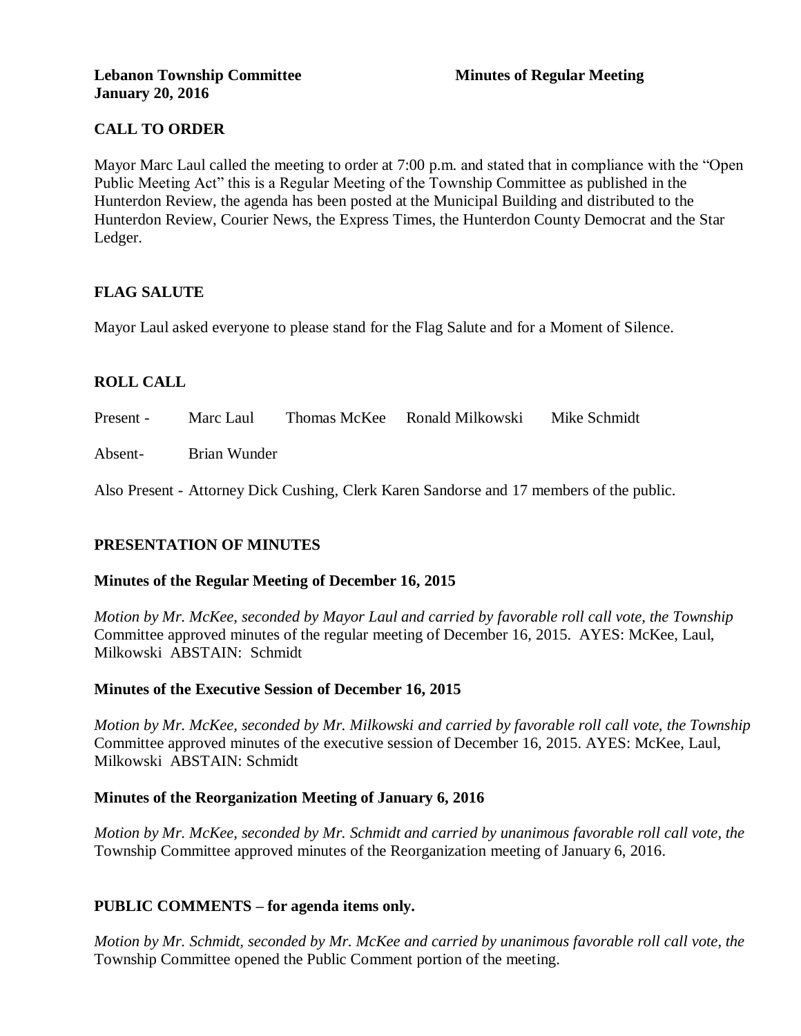**Lebanon Township Committee** **Minutes of Regular Meeting**
**January 20, 2016**

## CALL TO ORDER

Mayor Marc Laul called the meeting to order at 7:00 p.m. and stated that in compliance with the "Open Public Meeting Act" this is a Regular Meeting of the Township Committee as published in the Hunterdon Review, the agenda has been posted at the Municipal Building and distributed to the Hunterdon Review, Courier News, the Express Times, the Hunterdon County Democrat and the Star Ledger.

## FLAG SALUTE

Mayor Laul asked everyone to please stand for the Flag Salute and for a Moment of Silence.

## ROLL CALL

Present - Marc Laul Thomas McKee Ronald Milkowski Mike Schmidt

Absent- Brian Wunder

Also Present - Attorney Dick Cushing, Clerk Karen Sandorse and 17 members of the public.

## PRESENTATION OF MINUTES

### Minutes of the Regular Meeting of December 16, 2015

*Motion by Mr. McKee, seconded by Mayor Laul and carried by favorable roll call vote, the Township* Committee approved minutes of the regular meeting of December 16, 2015. AYES: McKee, Laul, Milkowski ABSTAIN: Schmidt

### Minutes of the Executive Session of December 16, 2015

*Motion by Mr. McKee, seconded by Mr. Milkowski and carried by favorable roll call vote, the Township* Committee approved minutes of the executive session of December 16, 2015. AYES: McKee, Laul, Milkowski ABSTAIN: Schmidt

### Minutes of the Reorganization Meeting of January 6, 2016

*Motion by Mr. McKee, seconded by Mr. Schmidt and carried by unanimous favorable roll call vote, the* Township Committee approved minutes of the Reorganization meeting of January 6, 2016.

## PUBLIC COMMENTS – for agenda items only.

*Motion by Mr. Schmidt, seconded by Mr. McKee and carried by unanimous favorable roll call vote, the* Township Committee opened the Public Comment portion of the meeting.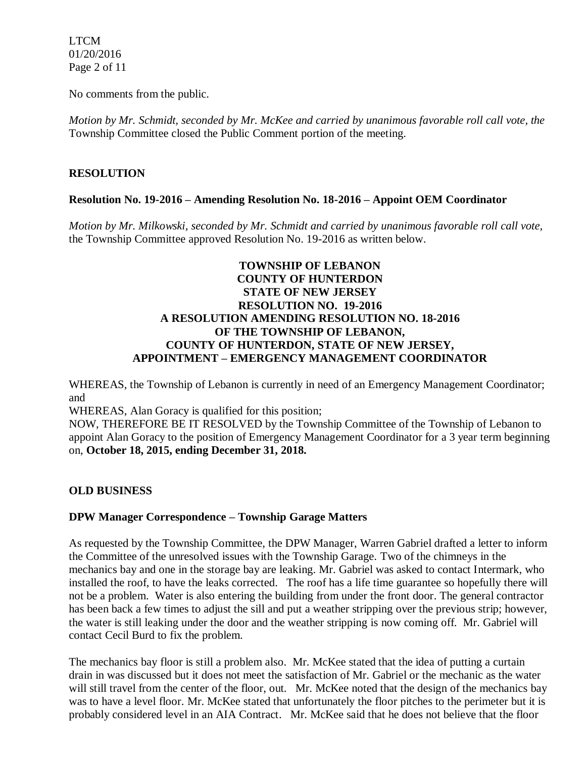No comments from the public.

*Motion by Mr. Schmidt, seconded by Mr. McKee and carried by unanimous favorable roll call vote, the* Township Committee closed the Public Comment portion of the meeting.

## RESOLUTION

### Resolution No. 19-2016 – Amending Resolution No. 18-2016 – Appoint OEM Coordinator

*Motion by Mr. Milkowski, seconded by Mr. Schmidt and carried by unanimous favorable roll call vote,* the Township Committee approved Resolution No. 19-2016 as written below.

**TOWNSHIP OF LEBANON**
**COUNTY OF HUNTERDON**
**STATE OF NEW JERSEY**
**RESOLUTION NO. 19-2016**
**A RESOLUTION AMENDING RESOLUTION NO. 18-2016**
**OF THE TOWNSHIP OF LEBANON,**
**COUNTY OF HUNTERDON, STATE OF NEW JERSEY,**
**APPOINTMENT – EMERGENCY MANAGEMENT COORDINATOR**

WHEREAS, the Township of Lebanon is currently in need of an Emergency Management Coordinator; and

WHEREAS, Alan Goracy is qualified for this position;

NOW, THEREFORE BE IT RESOLVED by the Township Committee of the Township of Lebanon to appoint Alan Goracy to the position of Emergency Management Coordinator for a 3 year term beginning on, **October 18, 2015, ending December 31, 2018.**

## OLD BUSINESS

### DPW Manager Correspondence – Township Garage Matters

As requested by the Township Committee, the DPW Manager, Warren Gabriel drafted a letter to inform the Committee of the unresolved issues with the Township Garage. Two of the chimneys in the mechanics bay and one in the storage bay are leaking. Mr. Gabriel was asked to contact Intermark, who installed the roof, to have the leaks corrected. The roof has a life time guarantee so hopefully there will not be a problem. Water is also entering the building from under the front door. The general contractor has been back a few times to adjust the sill and put a weather stripping over the previous strip; however, the water is still leaking under the door and the weather stripping is now coming off. Mr. Gabriel will contact Cecil Burd to fix the problem.

The mechanics bay floor is still a problem also. Mr. McKee stated that the idea of putting a curtain drain in was discussed but it does not meet the satisfaction of Mr. Gabriel or the mechanic as the water will still travel from the center of the floor, out. Mr. McKee noted that the design of the mechanics bay was to have a level floor. Mr. McKee stated that unfortunately the floor pitches to the perimeter but it is probably considered level in an AIA Contract. Mr. McKee said that he does not believe that the floor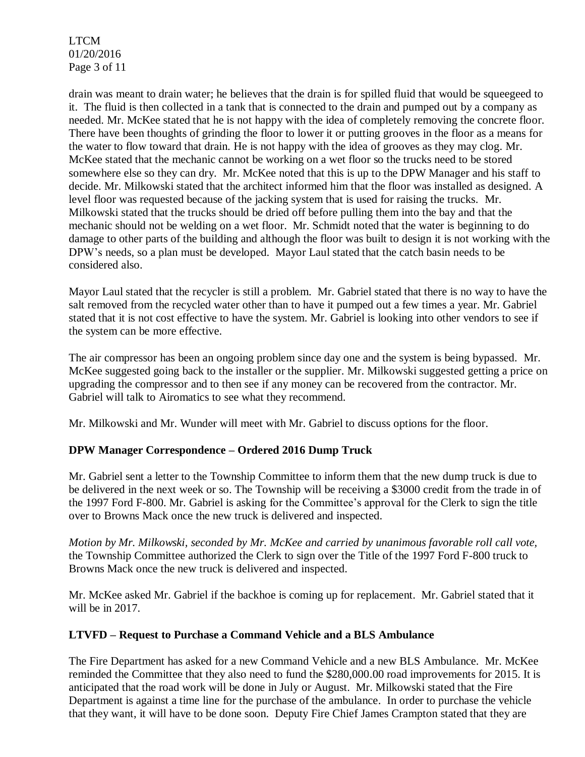drain was meant to drain water; he believes that the drain is for spilled fluid that would be squeegeed to it. The fluid is then collected in a tank that is connected to the drain and pumped out by a company as needed. Mr. McKee stated that he is not happy with the idea of completely removing the concrete floor. There have been thoughts of grinding the floor to lower it or putting grooves in the floor as a means for the water to flow toward that drain. He is not happy with the idea of grooves as they may clog. Mr. McKee stated that the mechanic cannot be working on a wet floor so the trucks need to be stored somewhere else so they can dry. Mr. McKee noted that this is up to the DPW Manager and his staff to decide. Mr. Milkowski stated that the architect informed him that the floor was installed as designed. A level floor was requested because of the jacking system that is used for raising the trucks. Mr. Milkowski stated that the trucks should be dried off before pulling them into the bay and that the mechanic should not be welding on a wet floor. Mr. Schmidt noted that the water is beginning to do damage to other parts of the building and although the floor was built to design it is not working with the DPW's needs, so a plan must be developed. Mayor Laul stated that the catch basin needs to be considered also.

Mayor Laul stated that the recycler is still a problem. Mr. Gabriel stated that there is no way to have the salt removed from the recycled water other than to have it pumped out a few times a year. Mr. Gabriel stated that it is not cost effective to have the system. Mr. Gabriel is looking into other vendors to see if the system can be more effective.

The air compressor has been an ongoing problem since day one and the system is being bypassed. Mr. McKee suggested going back to the installer or the supplier. Mr. Milkowski suggested getting a price on upgrading the compressor and to then see if any money can be recovered from the contractor. Mr. Gabriel will talk to Airomatics to see what they recommend.

Mr. Milkowski and Mr. Wunder will meet with Mr. Gabriel to discuss options for the floor.

**DPW Manager Correspondence – Ordered 2016 Dump Truck**

Mr. Gabriel sent a letter to the Township Committee to inform them that the new dump truck is due to be delivered in the next week or so. The Township will be receiving a $3000 credit from the trade in of the 1997 Ford F-800. Mr. Gabriel is asking for the Committee's approval for the Clerk to sign the title over to Browns Mack once the new truck is delivered and inspected.

*Motion by Mr. Milkowski, seconded by Mr. McKee and carried by unanimous favorable roll call vote,* the Township Committee authorized the Clerk to sign over the Title of the 1997 Ford F-800 truck to Browns Mack once the new truck is delivered and inspected.

Mr. McKee asked Mr. Gabriel if the backhoe is coming up for replacement. Mr. Gabriel stated that it will be in 2017.

**LTVFD – Request to Purchase a Command Vehicle and a BLS Ambulance**

The Fire Department has asked for a new Command Vehicle and a new BLS Ambulance. Mr. McKee reminded the Committee that they also need to fund the $280,000.00 road improvements for 2015. It is anticipated that the road work will be done in July or August. Mr. Milkowski stated that the Fire Department is against a time line for the purchase of the ambulance. In order to purchase the vehicle that they want, it will have to be done soon. Deputy Fire Chief James Crampton stated that they are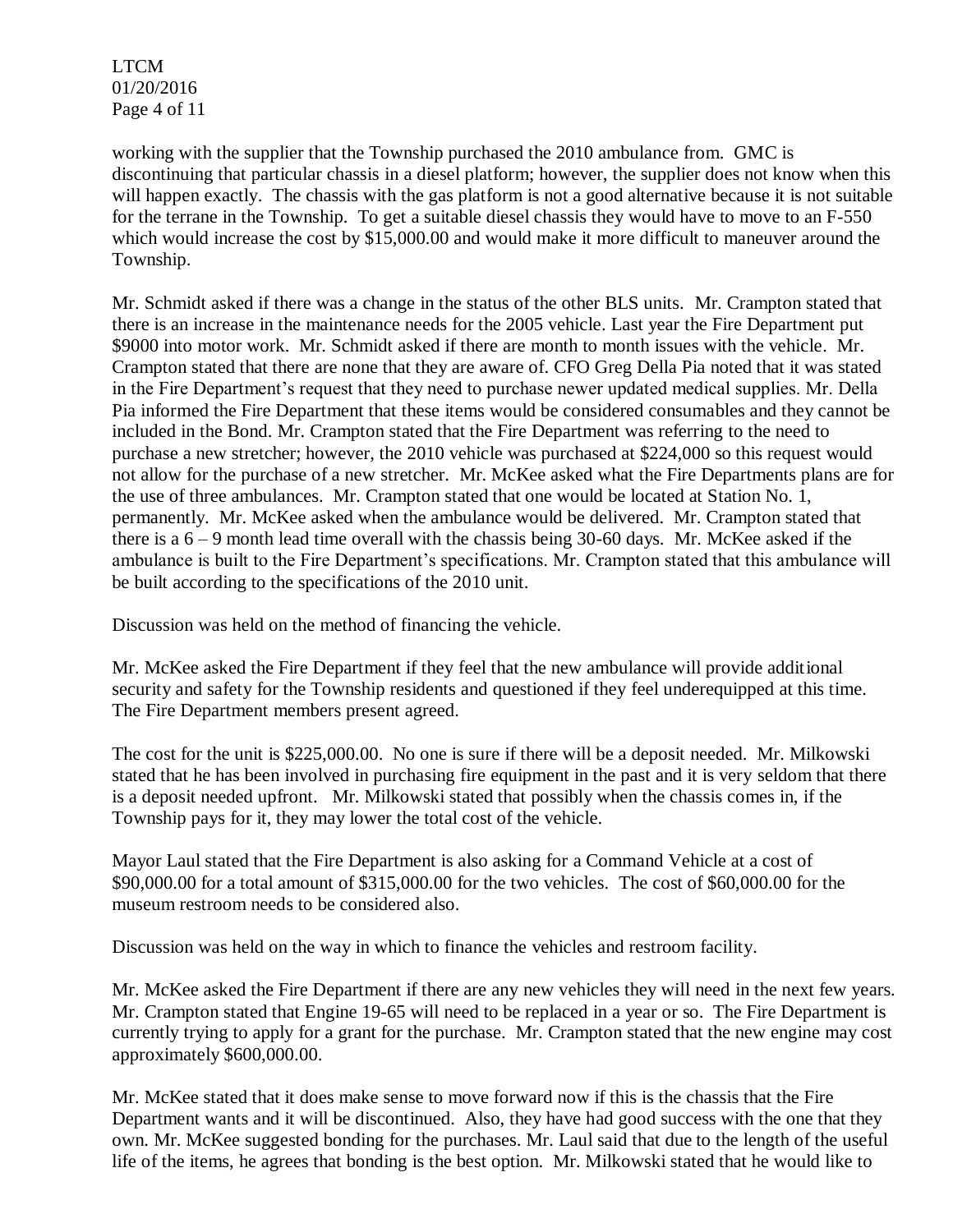working with the supplier that the Township purchased the 2010 ambulance from. GMC is discontinuing that particular chassis in a diesel platform; however, the supplier does not know when this will happen exactly. The chassis with the gas platform is not a good alternative because it is not suitable for the terrane in the Township. To get a suitable diesel chassis they would have to move to an F-550 which would increase the cost by $15,000.00 and would make it more difficult to maneuver around the Township.

Mr. Schmidt asked if there was a change in the status of the other BLS units. Mr. Crampton stated that there is an increase in the maintenance needs for the 2005 vehicle. Last year the Fire Department put $9000 into motor work. Mr. Schmidt asked if there are month to month issues with the vehicle. Mr. Crampton stated that there are none that they are aware of. CFO Greg Della Pia noted that it was stated in the Fire Department's request that they need to purchase newer updated medical supplies. Mr. Della Pia informed the Fire Department that these items would be considered consumables and they cannot be included in the Bond. Mr. Crampton stated that the Fire Department was referring to the need to purchase a new stretcher; however, the 2010 vehicle was purchased at $224,000 so this request would not allow for the purchase of a new stretcher. Mr. McKee asked what the Fire Departments plans are for the use of three ambulances. Mr. Crampton stated that one would be located at Station No. 1, permanently. Mr. McKee asked when the ambulance would be delivered. Mr. Crampton stated that there is a 6 – 9 month lead time overall with the chassis being 30-60 days. Mr. McKee asked if the ambulance is built to the Fire Department's specifications. Mr. Crampton stated that this ambulance will be built according to the specifications of the 2010 unit.

Discussion was held on the method of financing the vehicle.

Mr. McKee asked the Fire Department if they feel that the new ambulance will provide additional security and safety for the Township residents and questioned if they feel underequipped at this time. The Fire Department members present agreed.

The cost for the unit is $225,000.00. No one is sure if there will be a deposit needed. Mr. Milkowski stated that he has been involved in purchasing fire equipment in the past and it is very seldom that there is a deposit needed upfront. Mr. Milkowski stated that possibly when the chassis comes in, if the Township pays for it, they may lower the total cost of the vehicle.

Mayor Laul stated that the Fire Department is also asking for a Command Vehicle at a cost of $90,000.00 for a total amount of $315,000.00 for the two vehicles. The cost of $60,000.00 for the museum restroom needs to be considered also.

Discussion was held on the way in which to finance the vehicles and restroom facility.

Mr. McKee asked the Fire Department if there are any new vehicles they will need in the next few years. Mr. Crampton stated that Engine 19-65 will need to be replaced in a year or so. The Fire Department is currently trying to apply for a grant for the purchase. Mr. Crampton stated that the new engine may cost approximately $600,000.00.

Mr. McKee stated that it does make sense to move forward now if this is the chassis that the Fire Department wants and it will be discontinued. Also, they have had good success with the one that they own. Mr. McKee suggested bonding for the purchases. Mr. Laul said that due to the length of the useful life of the items, he agrees that bonding is the best option. Mr. Milkowski stated that he would like to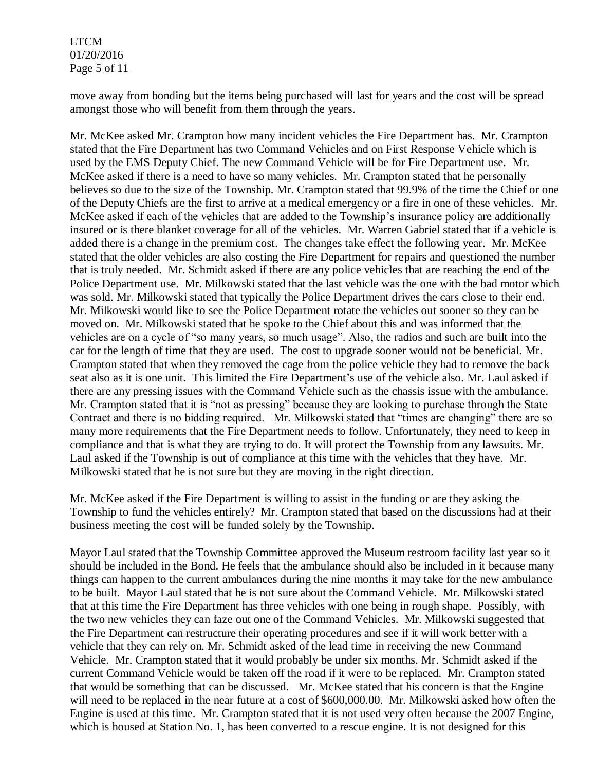move away from bonding but the items being purchased will last for years and the cost will be spread amongst those who will benefit from them through the years.

Mr. McKee asked Mr. Crampton how many incident vehicles the Fire Department has. Mr. Crampton stated that the Fire Department has two Command Vehicles and on First Response Vehicle which is used by the EMS Deputy Chief. The new Command Vehicle will be for Fire Department use. Mr. McKee asked if there is a need to have so many vehicles. Mr. Crampton stated that he personally believes so due to the size of the Township. Mr. Crampton stated that 99.9% of the time the Chief or one of the Deputy Chiefs are the first to arrive at a medical emergency or a fire in one of these vehicles. Mr. McKee asked if each of the vehicles that are added to the Township's insurance policy are additionally insured or is there blanket coverage for all of the vehicles. Mr. Warren Gabriel stated that if a vehicle is added there is a change in the premium cost. The changes take effect the following year. Mr. McKee stated that the older vehicles are also costing the Fire Department for repairs and questioned the number that is truly needed. Mr. Schmidt asked if there are any police vehicles that are reaching the end of the Police Department use. Mr. Milkowski stated that the last vehicle was the one with the bad motor which was sold. Mr. Milkowski stated that typically the Police Department drives the cars close to their end. Mr. Milkowski would like to see the Police Department rotate the vehicles out sooner so they can be moved on. Mr. Milkowski stated that he spoke to the Chief about this and was informed that the vehicles are on a cycle of "so many years, so much usage". Also, the radios and such are built into the car for the length of time that they are used. The cost to upgrade sooner would not be beneficial. Mr. Crampton stated that when they removed the cage from the police vehicle they had to remove the back seat also as it is one unit. This limited the Fire Department's use of the vehicle also. Mr. Laul asked if there are any pressing issues with the Command Vehicle such as the chassis issue with the ambulance. Mr. Crampton stated that it is "not as pressing" because they are looking to purchase through the State Contract and there is no bidding required. Mr. Milkowski stated that "times are changing" there are so many more requirements that the Fire Department needs to follow. Unfortunately, they need to keep in compliance and that is what they are trying to do. It will protect the Township from any lawsuits. Mr. Laul asked if the Township is out of compliance at this time with the vehicles that they have. Mr. Milkowski stated that he is not sure but they are moving in the right direction.

Mr. McKee asked if the Fire Department is willing to assist in the funding or are they asking the Township to fund the vehicles entirely? Mr. Crampton stated that based on the discussions had at their business meeting the cost will be funded solely by the Township.

Mayor Laul stated that the Township Committee approved the Museum restroom facility last year so it should be included in the Bond. He feels that the ambulance should also be included in it because many things can happen to the current ambulances during the nine months it may take for the new ambulance to be built. Mayor Laul stated that he is not sure about the Command Vehicle. Mr. Milkowski stated that at this time the Fire Department has three vehicles with one being in rough shape. Possibly, with the two new vehicles they can faze out one of the Command Vehicles. Mr. Milkowski suggested that the Fire Department can restructure their operating procedures and see if it will work better with a vehicle that they can rely on. Mr. Schmidt asked of the lead time in receiving the new Command Vehicle. Mr. Crampton stated that it would probably be under six months. Mr. Schmidt asked if the current Command Vehicle would be taken off the road if it were to be replaced. Mr. Crampton stated that would be something that can be discussed. Mr. McKee stated that his concern is that the Engine will need to be replaced in the near future at a cost of $600,000.00. Mr. Milkowski asked how often the Engine is used at this time. Mr. Crampton stated that it is not used very often because the 2007 Engine, which is housed at Station No. 1, has been converted to a rescue engine. It is not designed for this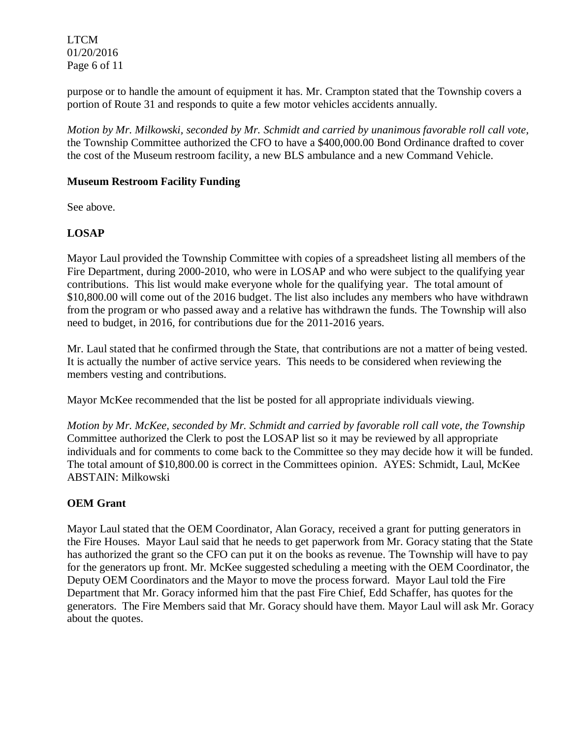purpose or to handle the amount of equipment it has. Mr. Crampton stated that the Township covers a portion of Route 31 and responds to quite a few motor vehicles accidents annually.

*Motion by Mr. Milkowski, seconded by Mr. Schmidt and carried by unanimous favorable roll call vote,* the Township Committee authorized the CFO to have a $400,000.00 Bond Ordinance drafted to cover the cost of the Museum restroom facility, a new BLS ambulance and a new Command Vehicle.

**Museum Restroom Facility Funding**

See above.

**LOSAP**

Mayor Laul provided the Township Committee with copies of a spreadsheet listing all members of the Fire Department, during 2000-2010, who were in LOSAP and who were subject to the qualifying year contributions. This list would make everyone whole for the qualifying year. The total amount of $10,800.00 will come out of the 2016 budget. The list also includes any members who have withdrawn from the program or who passed away and a relative has withdrawn the funds. The Township will also need to budget, in 2016, for contributions due for the 2011-2016 years.

Mr. Laul stated that he confirmed through the State, that contributions are not a matter of being vested. It is actually the number of active service years. This needs to be considered when reviewing the members vesting and contributions.

Mayor McKee recommended that the list be posted for all appropriate individuals viewing.

*Motion by Mr. McKee, seconded by Mr. Schmidt and carried by favorable roll call vote, the Township* Committee authorized the Clerk to post the LOSAP list so it may be reviewed by all appropriate individuals and for comments to come back to the Committee so they may decide how it will be funded. The total amount of $10,800.00 is correct in the Committees opinion. AYES: Schmidt, Laul, McKee ABSTAIN: Milkowski

**OEM Grant**

Mayor Laul stated that the OEM Coordinator, Alan Goracy, received a grant for putting generators in the Fire Houses. Mayor Laul said that he needs to get paperwork from Mr. Goracy stating that the State has authorized the grant so the CFO can put it on the books as revenue. The Township will have to pay for the generators up front. Mr. McKee suggested scheduling a meeting with the OEM Coordinator, the Deputy OEM Coordinators and the Mayor to move the process forward. Mayor Laul told the Fire Department that Mr. Goracy informed him that the past Fire Chief, Edd Schaffer, has quotes for the generators. The Fire Members said that Mr. Goracy should have them. Mayor Laul will ask Mr. Goracy about the quotes.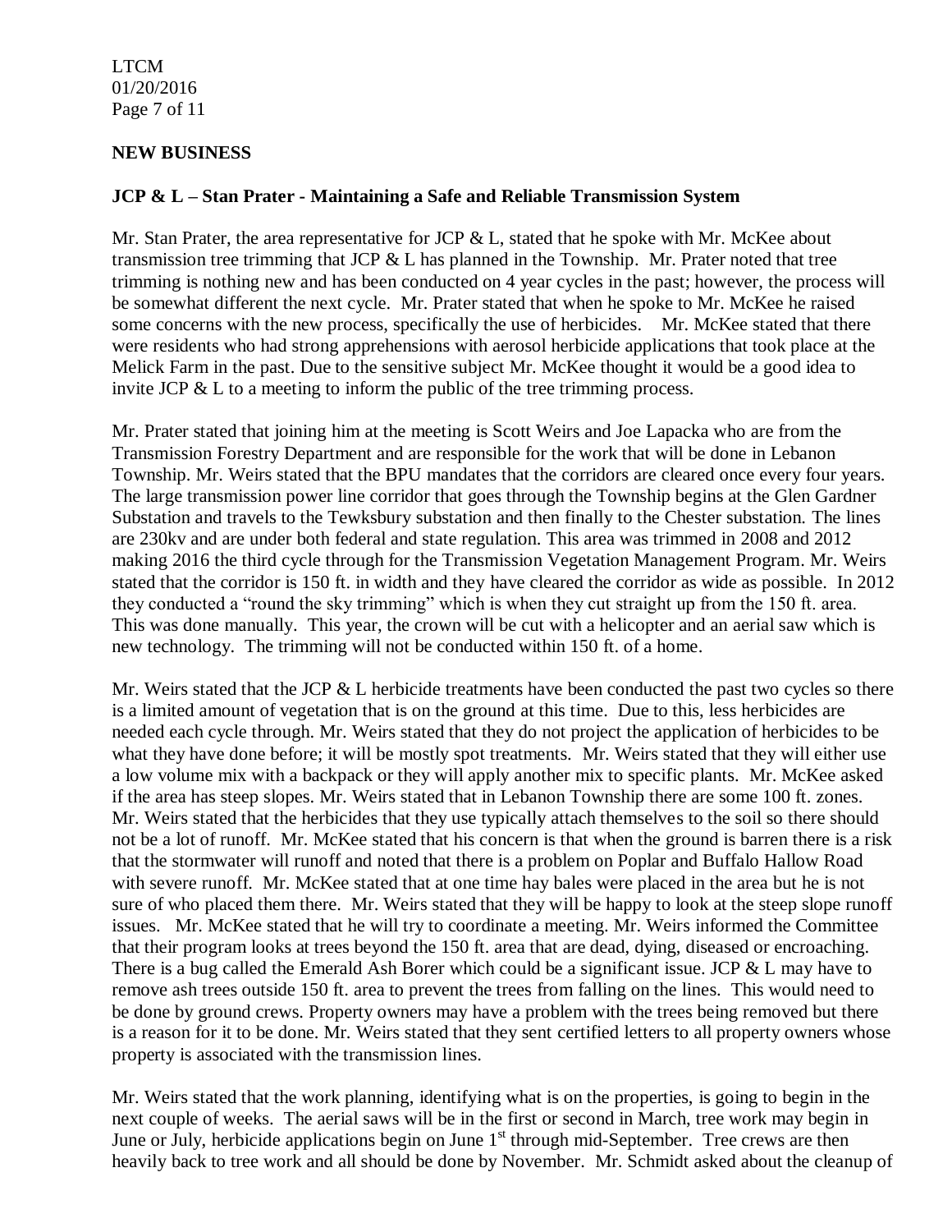## NEW BUSINESS

### JCP & L – Stan Prater - Maintaining a Safe and Reliable Transmission System

Mr. Stan Prater, the area representative for JCP & L, stated that he spoke with Mr. McKee about transmission tree trimming that JCP & L has planned in the Township. Mr. Prater noted that tree trimming is nothing new and has been conducted on 4 year cycles in the past; however, the process will be somewhat different the next cycle. Mr. Prater stated that when he spoke to Mr. McKee he raised some concerns with the new process, specifically the use of herbicides. Mr. McKee stated that there were residents who had strong apprehensions with aerosol herbicide applications that took place at the Melick Farm in the past. Due to the sensitive subject Mr. McKee thought it would be a good idea to invite JCP & L to a meeting to inform the public of the tree trimming process.

Mr. Prater stated that joining him at the meeting is Scott Weirs and Joe Lapacka who are from the Transmission Forestry Department and are responsible for the work that will be done in Lebanon Township. Mr. Weirs stated that the BPU mandates that the corridors are cleared once every four years. The large transmission power line corridor that goes through the Township begins at the Glen Gardner Substation and travels to the Tewksbury substation and then finally to the Chester substation. The lines are 230kv and are under both federal and state regulation. This area was trimmed in 2008 and 2012 making 2016 the third cycle through for the Transmission Vegetation Management Program. Mr. Weirs stated that the corridor is 150 ft. in width and they have cleared the corridor as wide as possible. In 2012 they conducted a "round the sky trimming" which is when they cut straight up from the 150 ft. area. This was done manually. This year, the crown will be cut with a helicopter and an aerial saw which is new technology. The trimming will not be conducted within 150 ft. of a home.

Mr. Weirs stated that the JCP & L herbicide treatments have been conducted the past two cycles so there is a limited amount of vegetation that is on the ground at this time. Due to this, less herbicides are needed each cycle through. Mr. Weirs stated that they do not project the application of herbicides to be what they have done before; it will be mostly spot treatments. Mr. Weirs stated that they will either use a low volume mix with a backpack or they will apply another mix to specific plants. Mr. McKee asked if the area has steep slopes. Mr. Weirs stated that in Lebanon Township there are some 100 ft. zones. Mr. Weirs stated that the herbicides that they use typically attach themselves to the soil so there should not be a lot of runoff. Mr. McKee stated that his concern is that when the ground is barren there is a risk that the stormwater will runoff and noted that there is a problem on Poplar and Buffalo Hallow Road with severe runoff. Mr. McKee stated that at one time hay bales were placed in the area but he is not sure of who placed them there. Mr. Weirs stated that they will be happy to look at the steep slope runoff issues. Mr. McKee stated that he will try to coordinate a meeting. Mr. Weirs informed the Committee that their program looks at trees beyond the 150 ft. area that are dead, dying, diseased or encroaching. There is a bug called the Emerald Ash Borer which could be a significant issue. JCP & L may have to remove ash trees outside 150 ft. area to prevent the trees from falling on the lines. This would need to be done by ground crews. Property owners may have a problem with the trees being removed but there is a reason for it to be done. Mr. Weirs stated that they sent certified letters to all property owners whose property is associated with the transmission lines.

Mr. Weirs stated that the work planning, identifying what is on the properties, is going to begin in the next couple of weeks. The aerial saws will be in the first or second in March, tree work may begin in June or July, herbicide applications begin on June 1st through mid-September. Tree crews are then heavily back to tree work and all should be done by November. Mr. Schmidt asked about the cleanup of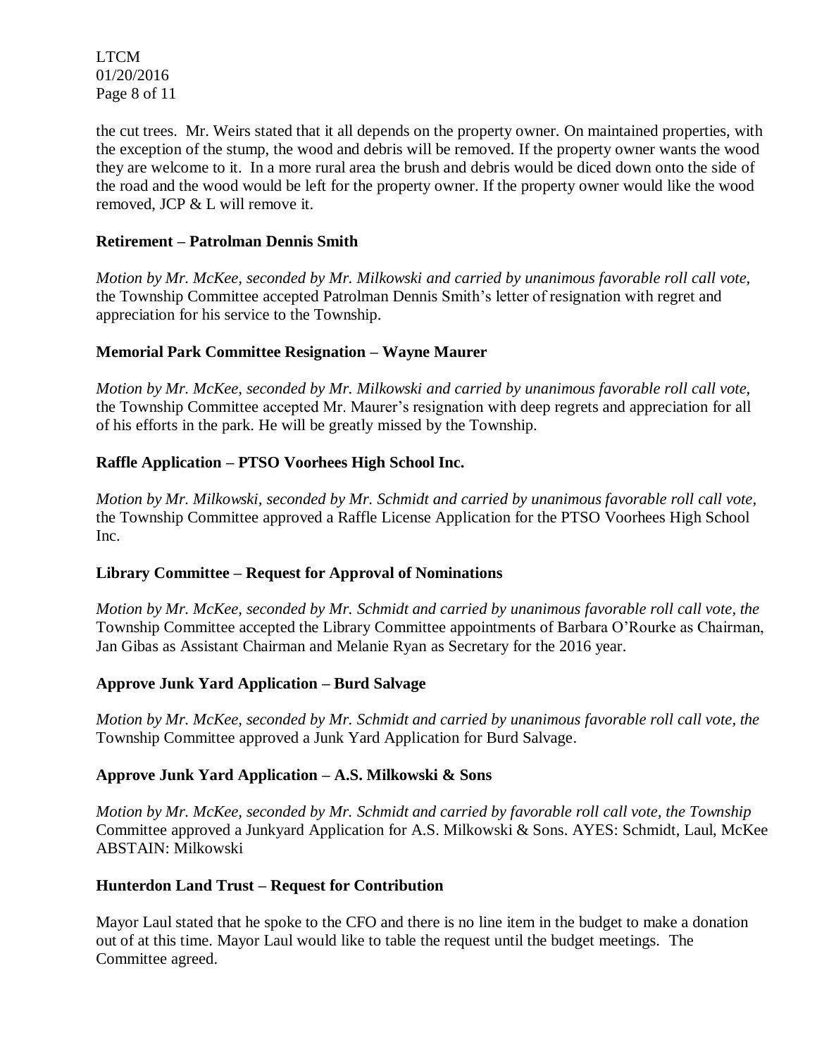the cut trees. Mr. Weirs stated that it all depends on the property owner. On maintained properties, with the exception of the stump, the wood and debris will be removed. If the property owner wants the wood they are welcome to it. In a more rural area the brush and debris would be diced down onto the side of the road and the wood would be left for the property owner. If the property owner would like the wood removed, JCP & L will remove it.

**Retirement – Patrolman Dennis Smith**

*Motion by Mr. McKee, seconded by Mr. Milkowski and carried by unanimous favorable roll call vote,* the Township Committee accepted Patrolman Dennis Smith's letter of resignation with regret and appreciation for his service to the Township.

**Memorial Park Committee Resignation – Wayne Maurer**

*Motion by Mr. McKee, seconded by Mr. Milkowski and carried by unanimous favorable roll call vote,* the Township Committee accepted Mr. Maurer's resignation with deep regrets and appreciation for all of his efforts in the park. He will be greatly missed by the Township.

**Raffle Application – PTSO Voorhees High School Inc.**

*Motion by Mr. Milkowski, seconded by Mr. Schmidt and carried by unanimous favorable roll call vote,* the Township Committee approved a Raffle License Application for the PTSO Voorhees High School Inc.

**Library Committee – Request for Approval of Nominations**

*Motion by Mr. McKee, seconded by Mr. Schmidt and carried by unanimous favorable roll call vote, the* Township Committee accepted the Library Committee appointments of Barbara O'Rourke as Chairman, Jan Gibas as Assistant Chairman and Melanie Ryan as Secretary for the 2016 year.

**Approve Junk Yard Application – Burd Salvage**

*Motion by Mr. McKee, seconded by Mr. Schmidt and carried by unanimous favorable roll call vote, the* Township Committee approved a Junk Yard Application for Burd Salvage.

**Approve Junk Yard Application – A.S. Milkowski & Sons**

*Motion by Mr. McKee, seconded by Mr. Schmidt and carried by favorable roll call vote, the Township* Committee approved a Junkyard Application for A.S. Milkowski & Sons. AYES: Schmidt, Laul, McKee ABSTAIN: Milkowski

**Hunterdon Land Trust – Request for Contribution**

Mayor Laul stated that he spoke to the CFO and there is no line item in the budget to make a donation out of at this time. Mayor Laul would like to table the request until the budget meetings. The Committee agreed.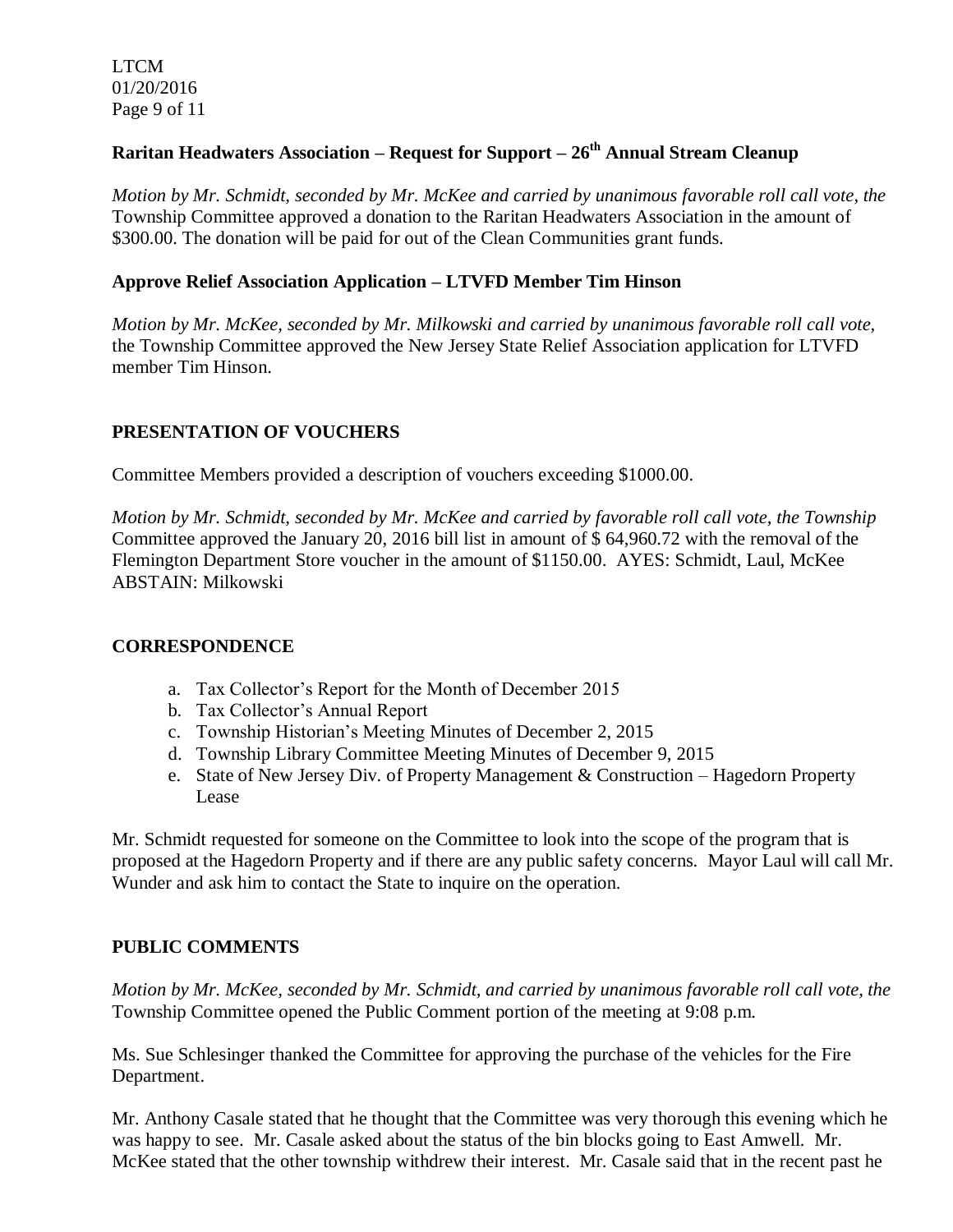### Raritan Headwaters Association – Request for Support – 26th Annual Stream Cleanup

*Motion by Mr. Schmidt, seconded by Mr. McKee and carried by unanimous favorable roll call vote, the* Township Committee approved a donation to the Raritan Headwaters Association in the amount of $300.00. The donation will be paid for out of the Clean Communities grant funds.

### Approve Relief Association Application – LTVFD Member Tim Hinson

*Motion by Mr. McKee, seconded by Mr. Milkowski and carried by unanimous favorable roll call vote,* the Township Committee approved the New Jersey State Relief Association application for LTVFD member Tim Hinson.

## PRESENTATION OF VOUCHERS

Committee Members provided a description of vouchers exceeding $1000.00.

*Motion by Mr. Schmidt, seconded by Mr. McKee and carried by favorable roll call vote, the Township* Committee approved the January 20, 2016 bill list in amount of $ 64,960.72 with the removal of the Flemington Department Store voucher in the amount of $1150.00. AYES: Schmidt, Laul, McKee ABSTAIN: Milkowski

## CORRESPONDENCE

a. Tax Collector's Report for the Month of December 2015
b. Tax Collector's Annual Report
c. Township Historian's Meeting Minutes of December 2, 2015
d. Township Library Committee Meeting Minutes of December 9, 2015
e. State of New Jersey Div. of Property Management & Construction – Hagedorn Property Lease

Mr. Schmidt requested for someone on the Committee to look into the scope of the program that is proposed at the Hagedorn Property and if there are any public safety concerns. Mayor Laul will call Mr. Wunder and ask him to contact the State to inquire on the operation.

## PUBLIC COMMENTS

*Motion by Mr. McKee, seconded by Mr. Schmidt, and carried by unanimous favorable roll call vote, the* Township Committee opened the Public Comment portion of the meeting at 9:08 p.m.

Ms. Sue Schlesinger thanked the Committee for approving the purchase of the vehicles for the Fire Department.

Mr. Anthony Casale stated that he thought that the Committee was very thorough this evening which he was happy to see. Mr. Casale asked about the status of the bin blocks going to East Amwell. Mr. McKee stated that the other township withdrew their interest. Mr. Casale said that in the recent past he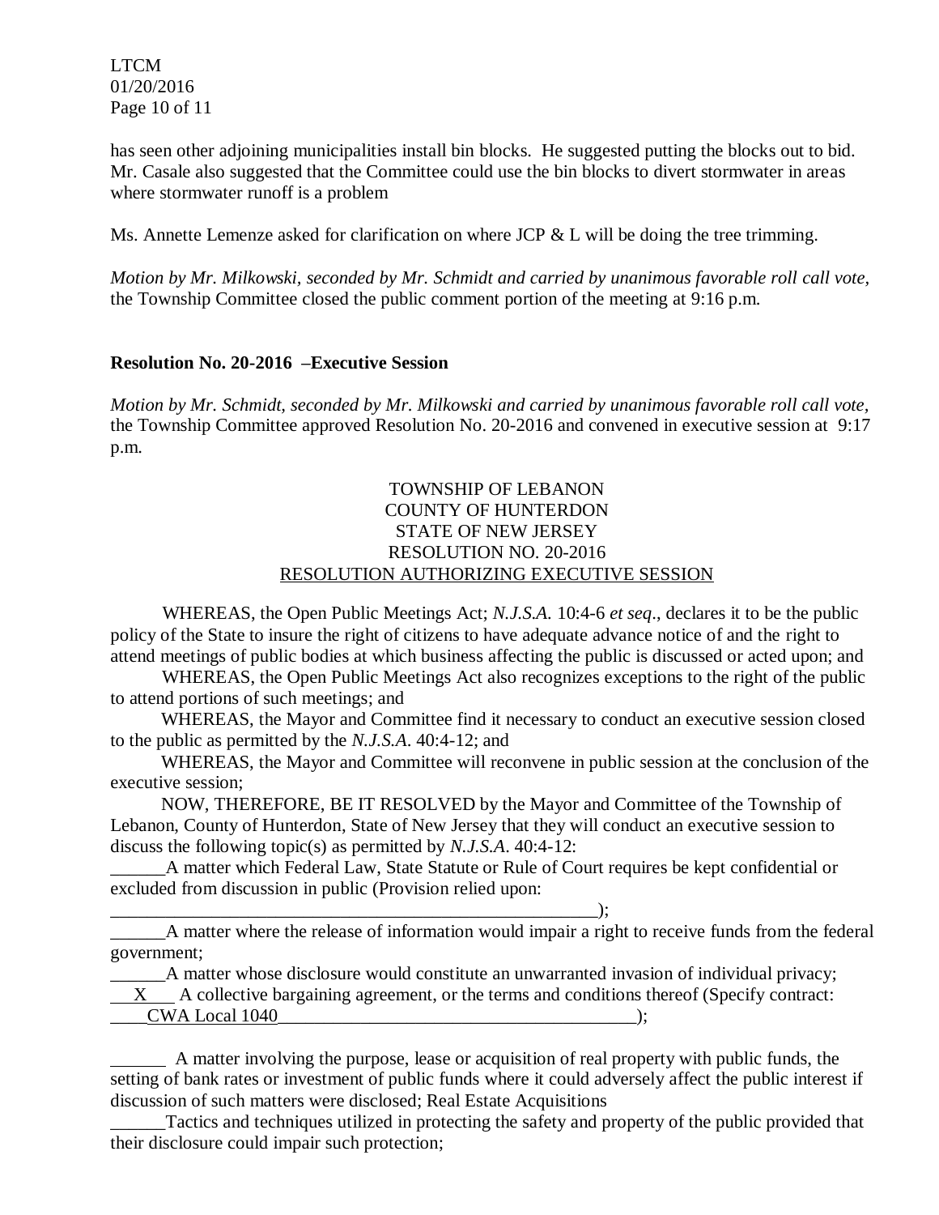has seen other adjoining municipalities install bin blocks. He suggested putting the blocks out to bid. Mr. Casale also suggested that the Committee could use the bin blocks to divert stormwater in areas where stormwater runoff is a problem

Ms. Annette Lemenze asked for clarification on where JCP & L will be doing the tree trimming.

*Motion by Mr. Milkowski, seconded by Mr. Schmidt and carried by unanimous favorable roll call vote,* the Township Committee closed the public comment portion of the meeting at 9:16 p.m.

**Resolution No. 20-2016 –Executive Session**

*Motion by Mr. Schmidt, seconded by Mr. Milkowski and carried by unanimous favorable roll call vote,* the Township Committee approved Resolution No. 20-2016 and convened in executive session at 9:17 p.m.

TOWNSHIP OF LEBANON
COUNTY OF HUNTERDON
STATE OF NEW JERSEY
RESOLUTION NO. 20-2016
<u>RESOLUTION AUTHORIZING EXECUTIVE SESSION</u>

WHEREAS, the Open Public Meetings Act; *N.J.S.A.* 10:4-6 *et seq*., declares it to be the public policy of the State to insure the right of citizens to have adequate advance notice of and the right to attend meetings of public bodies at which business affecting the public is discussed or acted upon; and

WHEREAS, the Open Public Meetings Act also recognizes exceptions to the right of the public to attend portions of such meetings; and

WHEREAS, the Mayor and Committee find it necessary to conduct an executive session closed to the public as permitted by the *N.J.S.A.* 40:4-12; and

WHEREAS, the Mayor and Committee will reconvene in public session at the conclusion of the executive session;

NOW, THEREFORE, BE IT RESOLVED by the Mayor and Committee of the Township of Lebanon, County of Hunterdon, State of New Jersey that they will conduct an executive session to discuss the following topic(s) as permitted by *N.J.S.A*. 40:4-12:

______A matter which Federal Law, State Statute or Rule of Court requires be kept confidential or excluded from discussion in public (Provision relied upon: ________________________________________________________);

______A matter where the release of information would impair a right to receive funds from the federal government;

______A matter whose disclosure would constitute an unwarranted invasion of individual privacy;

\_\_X\_\_\_ A collective bargaining agreement, or the terms and conditions thereof (Specify contract: \_\_\_\_CWA Local 1040________________________________________);

______ A matter involving the purpose, lease or acquisition of real property with public funds, the setting of bank rates or investment of public funds where it could adversely affect the public interest if discussion of such matters were disclosed; Real Estate Acquisitions

______Tactics and techniques utilized in protecting the safety and property of the public provided that their disclosure could impair such protection;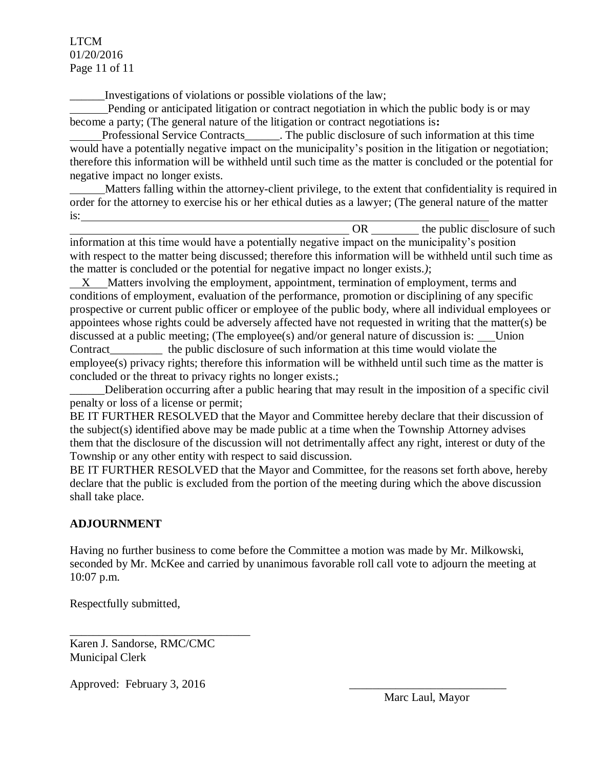______Investigations of violations or possible violations of the law;

______Pending or anticipated litigation or contract negotiation in which the public body is or may become a party; (The general nature of the litigation or contract negotiations is**:**

______Professional Service Contracts______. The public disclosure of such information at this time would have a potentially negative impact on the municipality's position in the litigation or negotiation; therefore this information will be withheld until such time as the matter is concluded or the potential for negative impact no longer exists.

______Matters falling within the attorney-client privilege, to the extent that confidentiality is required in order for the attorney to exercise his or her ethical duties as a lawyer; (The general nature of the matter is:____________________________________________________________________________

__________________________________________________ OR ________ the public disclosure of such information at this time would have a potentially negative impact on the municipality's position with respect to the matter being discussed; therefore this information will be withheld until such time as the matter is concluded or the potential for negative impact no longer exists.*)*;

__X__ Matters involving the employment, appointment, termination of employment, terms and conditions of employment, evaluation of the performance, promotion or disciplining of any specific prospective or current public officer or employee of the public body, where all individual employees or appointees whose rights could be adversely affected have not requested in writing that the matter(s) be discussed at a public meeting; (The employee(s) and/or general nature of discussion is: ___Union Contract_________ the public disclosure of such information at this time would violate the employee(s) privacy rights; therefore this information will be withheld until such time as the matter is concluded or the threat to privacy rights no longer exists.;

______Deliberation occurring after a public hearing that may result in the imposition of a specific civil penalty or loss of a license or permit;

BE IT FURTHER RESOLVED that the Mayor and Committee hereby declare that their discussion of the subject(s) identified above may be made public at a time when the Township Attorney advises them that the disclosure of the discussion will not detrimentally affect any right, interest or duty of the Township or any other entity with respect to said discussion.

BE IT FURTHER RESOLVED that the Mayor and Committee, for the reasons set forth above, hereby declare that the public is excluded from the portion of the meeting during which the above discussion shall take place.

**ADJOURNMENT**

Having no further business to come before the Committee a motion was made by Mr. Milkowski, seconded by Mr. McKee and carried by unanimous favorable roll call vote to adjourn the meeting at 10:07 p.m.

Respectfully submitted,

_______________________________

Karen J. Sandorse, RMC/CMC
Municipal Clerk

Approved: February 3, 2016

_______________________________

Marc Laul, Mayor